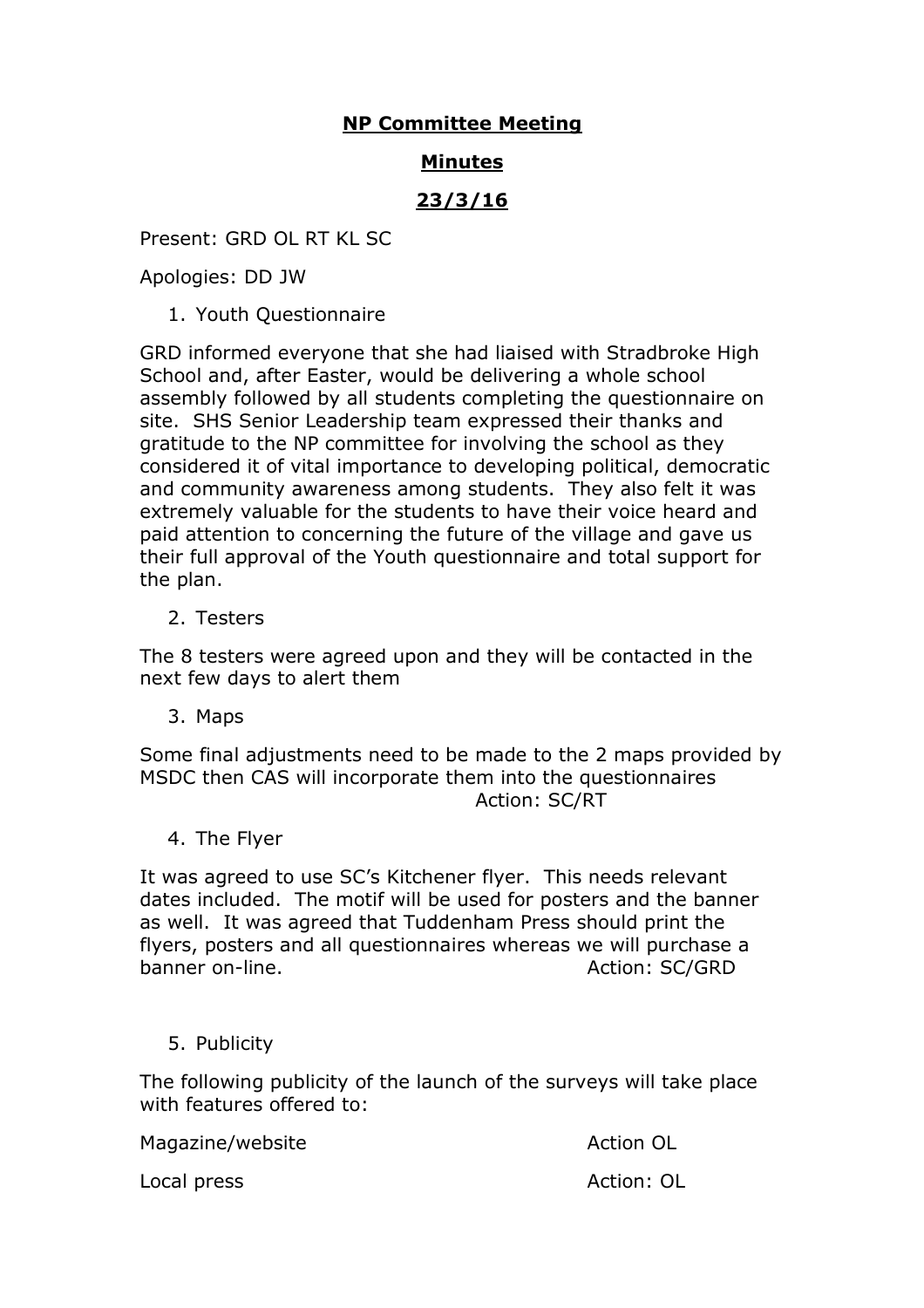# **NP Committee Meeting**

## **Minutes**

## **23/3/16**

Present: GRD OL RT KL SC

Apologies: DD JW

1. Youth Questionnaire

GRD informed everyone that she had liaised with Stradbroke High School and, after Easter, would be delivering a whole school assembly followed by all students completing the questionnaire on site. SHS Senior Leadership team expressed their thanks and gratitude to the NP committee for involving the school as they considered it of vital importance to developing political, democratic and community awareness among students. They also felt it was extremely valuable for the students to have their voice heard and paid attention to concerning the future of the village and gave us their full approval of the Youth questionnaire and total support for the plan.

2. Testers

The 8 testers were agreed upon and they will be contacted in the next few days to alert them

3. Maps

Some final adjustments need to be made to the 2 maps provided by MSDC then CAS will incorporate them into the questionnaires

Action: SC/RT

4. The Flyer

It was agreed to use SC's Kitchener flyer. This needs relevant dates included. The motif will be used for posters and the banner as well. It was agreed that Tuddenham Press should print the flyers, posters and all questionnaires whereas we will purchase a banner on-line. Action: SC/GRD

5. Publicity

The following publicity of the launch of the surveys will take place with features offered to:

Magazine/website Action OL

Local press Action: OL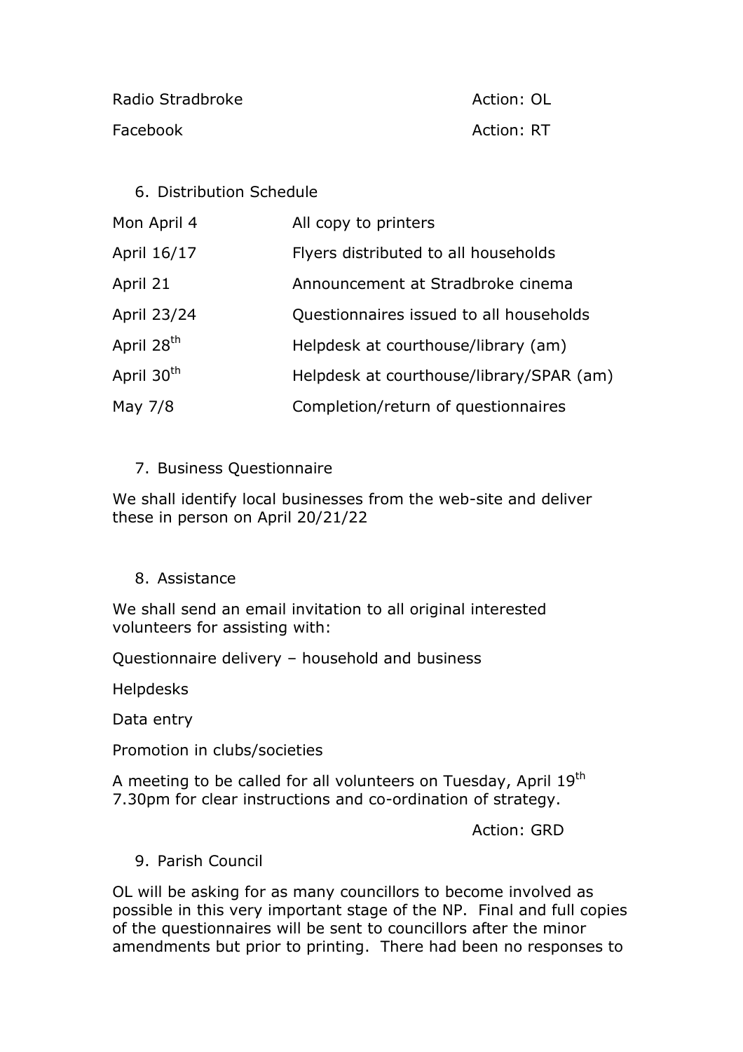Radio Stradbroke — Action: OL

Facebook — Action: RT

6. Distribution Schedule

| | |
|---|---|
| Mon April 4 | All copy to printers |
| April 16/17 | Flyers distributed to all households |
| April 21 | Announcement at Stradbroke cinema |
| April 23/24 | Questionnaires issued to all households |
| April 28th | Helpdesk at courthouse/library (am) |
| April 30th | Helpdesk at courthouse/library/SPAR (am) |
| May 7/8 | Completion/return of questionnaires |

7. Business Questionnaire

We shall identify local businesses from the web-site and deliver these in person on April 20/21/22

8. Assistance

We shall send an email invitation to all original interested volunteers for assisting with:

Questionnaire delivery – household and business

Helpdesks

Data entry

Promotion in clubs/societies

A meeting to be called for all volunteers on Tuesday, April 19th 7.30pm for clear instructions and co-ordination of strategy.

Action: GRD

9. Parish Council

OL will be asking for as many councillors to become involved as possible in this very important stage of the NP. Final and full copies of the questionnaires will be sent to councillors after the minor amendments but prior to printing. There had been no responses to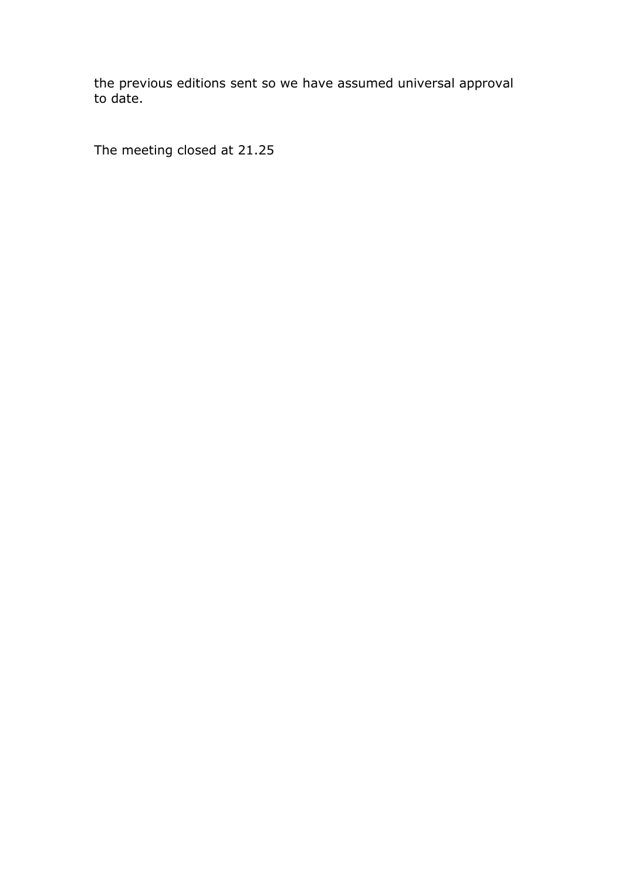the previous editions sent so we have assumed universal approval to date.

The meeting closed at 21.25